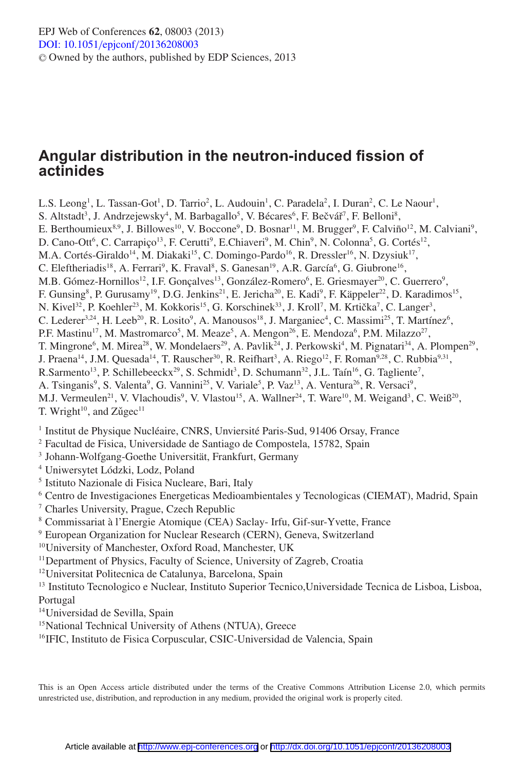EPJ Web of Conferences **62**, 08003 (2013)
DOI: 10.1051/epjconf/20136208003
© Owned by the authors, published by EDP Sciences, 2013

# Angular distribution in the neutron-induced fission of actinides

L.S. Leong[1], L. Tassan-Got[1], D. Tarrio[2], L. Audouin[1], C. Paradela[2], I. Duran[2], C. Le Naour[1], S. Altstadt[3], J. Andrzejewsky[4], M. Barbagallo[5], V. Bécares[6], F. Bečvář[7], F. Belloni[8], E. Berthoumieux[8,9], J. Billowes[10], V. Boccone[9], D. Bosnar[11], M. Brugger[9], F. Calviño[12], M. Calviani[9], D. Cano-Ott[6], C. Carrapiço[13], F. Cerutti[9], E.Chiaveri[9], M. Chin[9], N. Colonna[5], G. Cortés[12], M.A. Cortés-Giraldo[14], M. Diakaki[15], C. Domingo-Pardo[16], R. Dressler[16], N. Dzysiuk[17], C. Eleftheriadis[18], A. Ferrari[9], K. Fraval[8], S. Ganesan[19], A.R. García[6], G. Giubrone[16], M.B. Gómez-Hornillos[12], I.F. Gonçalves[13], González-Romero[6], E. Griesmayer[20], C. Guerrero[9], F. Gunsing[8], P. Gurusamy[19], D.G. Jenkins[21], E. Jericha[20], E. Kadi[9], F. Käppeler[22], D. Karadimos[15], N. Kivel[32], P. Koehler[23], M. Kokkoris[15], G. Korschinek[33], J. Kroll[7], M. Krtička[7], C. Langer[3], C. Lederer[3,24], H. Leeb[20], R. Losito[9], A. Manousos[18], J. Marganiec[4], C. Massimi[25], T. Martínez[6], P.F. Mastinu[17], M. Mastromarco[5], M. Meaze[5], A. Mengon[26], E. Mendoza[6], P.M. Milazzo[27], T. Mingrone[6], M. Mirea[28], W. Mondelaers[29], A. Pavlik[24], J. Perkowski[4], M. Pignatari[34], A. Plompen[29], J. Praena[14], J.M. Quesada[14], T. Rauscher[30], R. Reifhart[3], A. Riego[12], F. Roman[9,28], C. Rubbia[9,31], R.Sarmento[13], P. Schillebeeckx[29], S. Schmidt[3], D. Schumann[32], J.L. Taín[16], G. Tagliente[7], A. Tsinganis[9], S. Valenta[9], G. Vannini[25], V. Variale[5], P. Vaz[13], A. Ventura[26], R. Versaci[9], M.J. Vermeulen[21], V. Vlachoudis[9], V. Vlastou[15], A. Wallner[24], T. Ware[10], M. Weigand[3], C. Weiß[20], T. Wright[10], and Zůgec[11]

[1] Institut de Physique Nucléaire, CNRS, Unviersité Paris-Sud, 91406 Orsay, France
[2] Facultad de Fisica, Universidade de Santiago de Compostela, 15782, Spain
[3] Johann-Wolfgang-Goethe Universität, Frankfurt, Germany
[4] Uniwersytet Lódzki, Lodz, Poland
[5] Istituto Nazionale di Fisica Nucleare, Bari, Italy
[6] Centro de Investigaciones Energeticas Medioambientales y Tecnologicas (CIEMAT), Madrid, Spain
[7] Charles University, Prague, Czech Republic
[8] Commissariat à l'Energie Atomique (CEA) Saclay- Irfu, Gif-sur-Yvette, France
[9] European Organization for Nuclear Research (CERN), Geneva, Switzerland
[10] University of Manchester, Oxford Road, Manchester, UK
[11] Department of Physics, Faculty of Science, University of Zagreb, Croatia
[12] Universitat Politecnica de Catalunya, Barcelona, Spain
[13] Instituto Tecnologico e Nuclear, Instituto Superior Tecnico,Universidade Tecnica de Lisboa, Lisboa, Portugal
[14] Universidad de Sevilla, Spain
[15] National Technical University of Athens (NTUA), Greece
[16] IFIC, Instituto de Fisica Corpuscular, CSIC-Universidad de Valencia, Spain

This is an Open Access article distributed under the terms of the Creative Commons Attribution License 2.0, which permits unrestricted use, distribution, and reproduction in any medium, provided the original work is properly cited.

Article available at http://www.epj-conferences.org or http://dx.doi.org/10.1051/epjconf/20136208003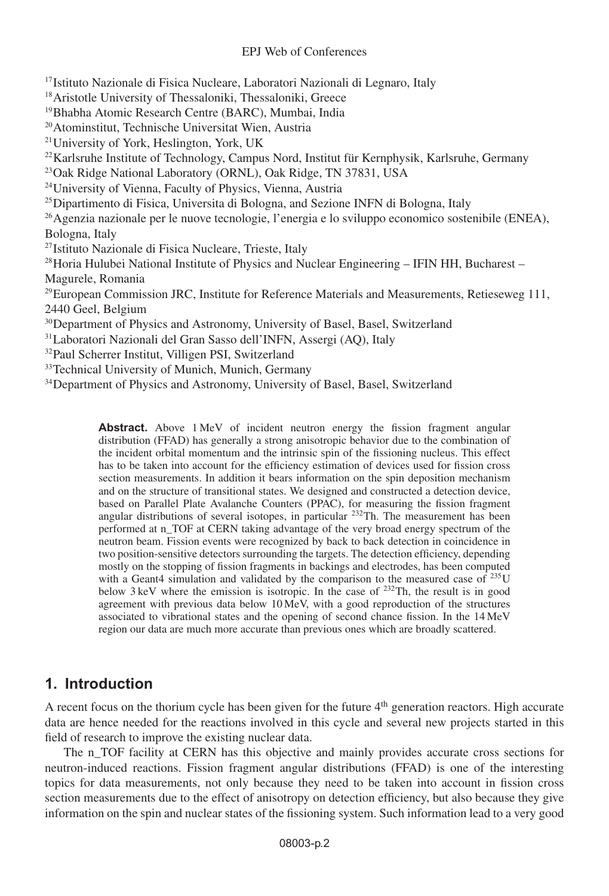[17]Istituto Nazionale di Fisica Nucleare, Laboratori Nazionali di Legnaro, Italy
[18]Aristotle University of Thessaloniki, Thessaloniki, Greece
[19]Bhabha Atomic Research Centre (BARC), Mumbai, India
[20]Atominstitut, Technische Universitat Wien, Austria
[21]University of York, Heslington, York, UK
[22]Karlsruhe Institute of Technology, Campus Nord, Institut für Kernphysik, Karlsruhe, Germany
[23]Oak Ridge National Laboratory (ORNL), Oak Ridge, TN 37831, USA
[24]University of Vienna, Faculty of Physics, Vienna, Austria
[25]Dipartimento di Fisica, Universita di Bologna, and Sezione INFN di Bologna, Italy
[26]Agenzia nazionale per le nuove tecnologie, l'energia e lo sviluppo economico sostenibile (ENEA), Bologna, Italy
[27]Istituto Nazionale di Fisica Nucleare, Trieste, Italy
[28]Horia Hulubei National Institute of Physics and Nuclear Engineering – IFIN HH, Bucharest – Magurele, Romania
[29]European Commission JRC, Institute for Reference Materials and Measurements, Retieseweg 111, 2440 Geel, Belgium
[30]Department of Physics and Astronomy, University of Basel, Basel, Switzerland
[31]Laboratori Nazionali del Gran Sasso dell'INFN, Assergi (AQ), Italy
[32]Paul Scherrer Institut, Villigen PSI, Switzerland
[33]Technical University of Munich, Munich, Germany
[34]Department of Physics and Astronomy, University of Basel, Basel, Switzerland

**Abstract.** Above 1 MeV of incident neutron energy the fission fragment angular distribution (FFAD) has generally a strong anisotropic behavior due to the combination of the incident orbital momentum and the intrinsic spin of the fissioning nucleus. This effect has to be taken into account for the efficiency estimation of devices used for fission cross section measurements. In addition it bears information on the spin deposition mechanism and on the structure of transitional states. We designed and constructed a detection device, based on Parallel Plate Avalanche Counters (PPAC), for measuring the fission fragment angular distributions of several isotopes, in particular $^{232}$Th. The measurement has been performed at n_TOF at CERN taking advantage of the very broad energy spectrum of the neutron beam. Fission events were recognized by back to back detection in coincidence in two position-sensitive detectors surrounding the targets. The detection efficiency, depending mostly on the stopping of fission fragments in backings and electrodes, has been computed with a Geant4 simulation and validated by the comparison to the measured case of $^{235}$U below 3 keV where the emission is isotropic. In the case of $^{232}$Th, the result is in good agreement with previous data below 10 MeV, with a good reproduction of the structures associated to vibrational states and the opening of second chance fission. In the 14 MeV region our data are much more accurate than previous ones which are broadly scattered.

## 1. Introduction

A recent focus on the thorium cycle has been given for the future 4$^{th}$ generation reactors. High accurate data are hence needed for the reactions involved in this cycle and several new projects started in this field of research to improve the existing nuclear data.

The n_TOF facility at CERN has this objective and mainly provides accurate cross sections for neutron-induced reactions. Fission fragment angular distributions (FFAD) is one of the interesting topics for data measurements, not only because they need to be taken into account in fission cross section measurements due to the effect of anisotropy on detection efficiency, but also because they give information on the spin and nuclear states of the fissioning system. Such information lead to a very good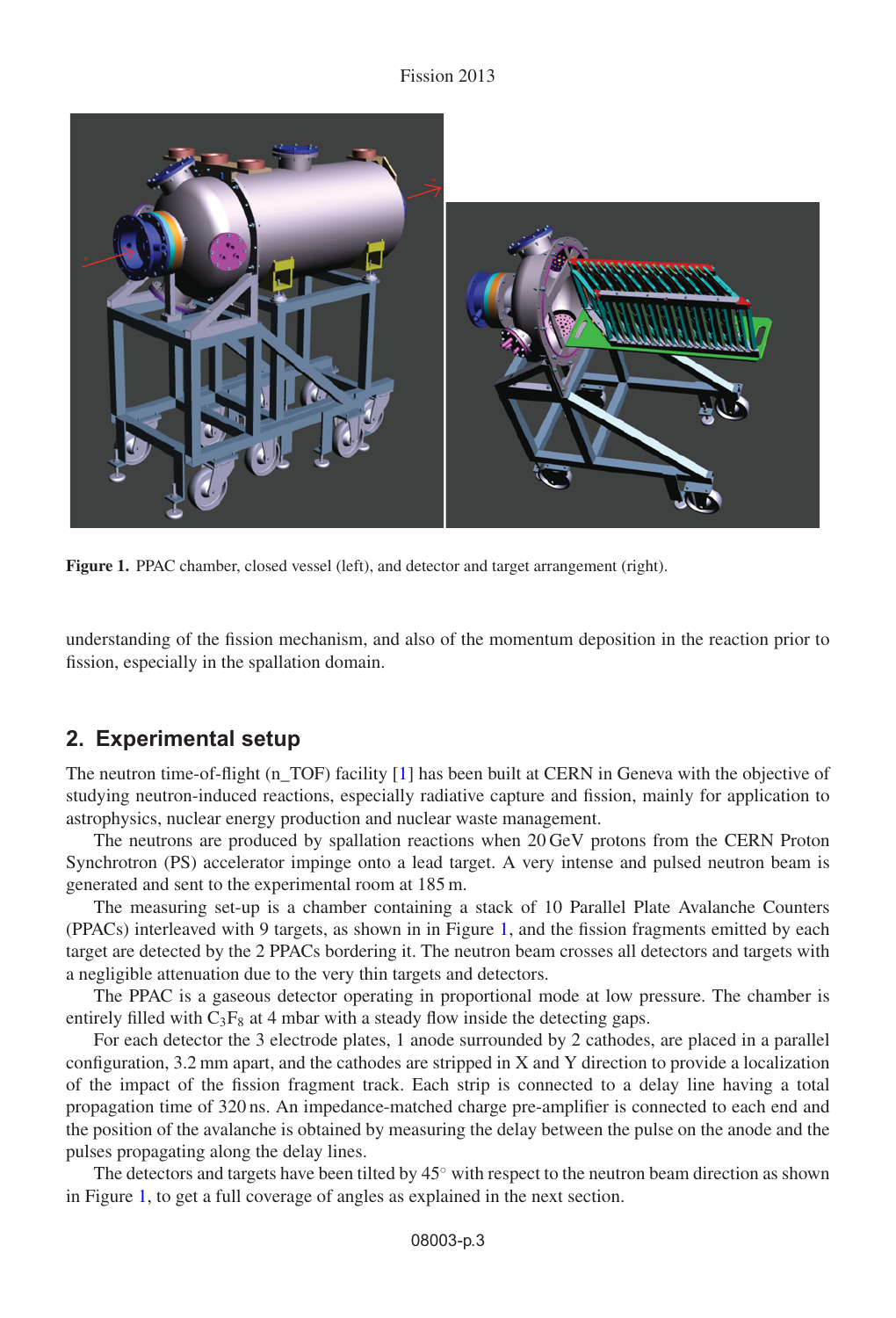Figure 1. PPAC chamber, closed vessel (left), and detector and target arrangement (right).

understanding of the fission mechanism, and also of the momentum deposition in the reaction prior to fission, especially in the spallation domain.

## 2. Experimental setup

The neutron time-of-flight (n_TOF) facility [1] has been built at CERN in Geneva with the objective of studying neutron-induced reactions, especially radiative capture and fission, mainly for application to astrophysics, nuclear energy production and nuclear waste management.

The neutrons are produced by spallation reactions when 20 GeV protons from the CERN Proton Synchrotron (PS) accelerator impinge onto a lead target. A very intense and pulsed neutron beam is generated and sent to the experimental room at 185 m.

The measuring set-up is a chamber containing a stack of 10 Parallel Plate Avalanche Counters (PPACs) interleaved with 9 targets, as shown in in Figure 1, and the fission fragments emitted by each target are detected by the 2 PPACs bordering it. The neutron beam crosses all detectors and targets with a negligible attenuation due to the very thin targets and detectors.

The PPAC is a gaseous detector operating in proportional mode at low pressure. The chamber is entirely filled with $C_3F_8$ at 4 mbar with a steady flow inside the detecting gaps.

For each detector the 3 electrode plates, 1 anode surrounded by 2 cathodes, are placed in a parallel configuration, 3.2 mm apart, and the cathodes are stripped in X and Y direction to provide a localization of the impact of the fission fragment track. Each strip is connected to a delay line having a total propagation time of 320 ns. An impedance-matched charge pre-amplifier is connected to each end and the position of the avalanche is obtained by measuring the delay between the pulse on the anode and the pulses propagating along the delay lines.

The detectors and targets have been tilted by 45° with respect to the neutron beam direction as shown in Figure 1, to get a full coverage of angles as explained in the next section.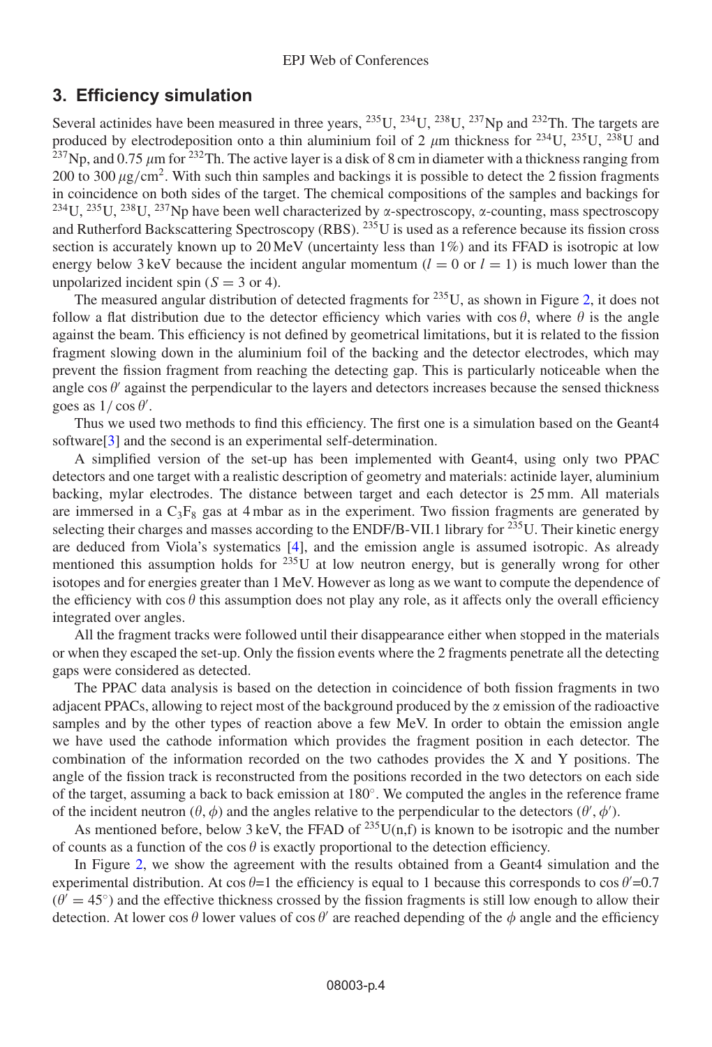## 3. Efficiency simulation

Several actinides have been measured in three years, $^{235}U$, $^{234}U$, $^{238}U$, $^{237}Np$ and $^{232}Th$. The targets are produced by electrodeposition onto a thin aluminium foil of 2 $\mu$m thickness for $^{234}U$, $^{235}U$, $^{238}U$ and $^{237}Np$, and 0.75 $\mu$m for $^{232}Th$. The active layer is a disk of 8 cm in diameter with a thickness ranging from 200 to 300 $\mu g/cm^2$. With such thin samples and backings it is possible to detect the 2 fission fragments in coincidence on both sides of the target. The chemical compositions of the samples and backings for $^{234}U$, $^{235}U$, $^{238}U$, $^{237}Np$ have been well characterized by $\alpha$-spectroscopy, $\alpha$-counting, mass spectroscopy and Rutherford Backscattering Spectroscopy (RBS). $^{235}U$ is used as a reference because its fission cross section is accurately known up to 20 MeV (uncertainty less than 1%) and its FFAD is isotropic at low energy below 3 keV because the incident angular momentum ($l = 0$ or $l = 1$) is much lower than the unpolarized incident spin ($S = 3$ or 4).

The measured angular distribution of detected fragments for $^{235}U$, as shown in Figure 2, it does not follow a flat distribution due to the detector efficiency which varies with $\cos\theta$, where $\theta$ is the angle against the beam. This efficiency is not defined by geometrical limitations, but it is related to the fission fragment slowing down in the aluminium foil of the backing and the detector electrodes, which may prevent the fission fragment from reaching the detecting gap. This is particularly noticeable when the angle $\cos\theta'$ against the perpendicular to the layers and detectors increases because the sensed thickness goes as $1/\cos\theta'$.

Thus we used two methods to find this efficiency. The first one is a simulation based on the Geant4 software[3] and the second is an experimental self-determination.

A simplified version of the set-up has been implemented with Geant4, using only two PPAC detectors and one target with a realistic description of geometry and materials: actinide layer, aluminium backing, mylar electrodes. The distance between target and each detector is 25 mm. All materials are immersed in a $C_3F_8$ gas at 4 mbar as in the experiment. Two fission fragments are generated by selecting their charges and masses according to the ENDF/B-VII.1 library for $^{235}U$. Their kinetic energy are deduced from Viola's systematics [4], and the emission angle is assumed isotropic. As already mentioned this assumption holds for $^{235}U$ at low neutron energy, but is generally wrong for other isotopes and for energies greater than 1 MeV. However as long as we want to compute the dependence of the efficiency with $\cos\theta$ this assumption does not play any role, as it affects only the overall efficiency integrated over angles.

All the fragment tracks were followed until their disappearance either when stopped in the materials or when they escaped the set-up. Only the fission events where the 2 fragments penetrate all the detecting gaps were considered as detected.

The PPAC data analysis is based on the detection in coincidence of both fission fragments in two adjacent PPACs, allowing to reject most of the background produced by the $\alpha$ emission of the radioactive samples and by the other types of reaction above a few MeV. In order to obtain the emission angle we have used the cathode information which provides the fragment position in each detector. The combination of the information recorded on the two cathodes provides the X and Y positions. The angle of the fission track is reconstructed from the positions recorded in the two detectors on each side of the target, assuming a back to back emission at 180°. We computed the angles in the reference frame of the incident neutron ($\theta$, $\phi$) and the angles relative to the perpendicular to the detectors ($\theta'$, $\phi'$).

As mentioned before, below 3 keV, the FFAD of $^{235}U(n,f)$ is known to be isotropic and the number of counts as a function of the $\cos\theta$ is exactly proportional to the detection efficiency.

In Figure 2, we show the agreement with the results obtained from a Geant4 simulation and the experimental distribution. At $\cos\theta$=1 the efficiency is equal to 1 because this corresponds to $\cos\theta'$=0.7 ($\theta' = 45°$) and the effective thickness crossed by the fission fragments is still low enough to allow their detection. At lower $\cos\theta$ lower values of $\cos\theta'$ are reached depending of the $\phi$ angle and the efficiency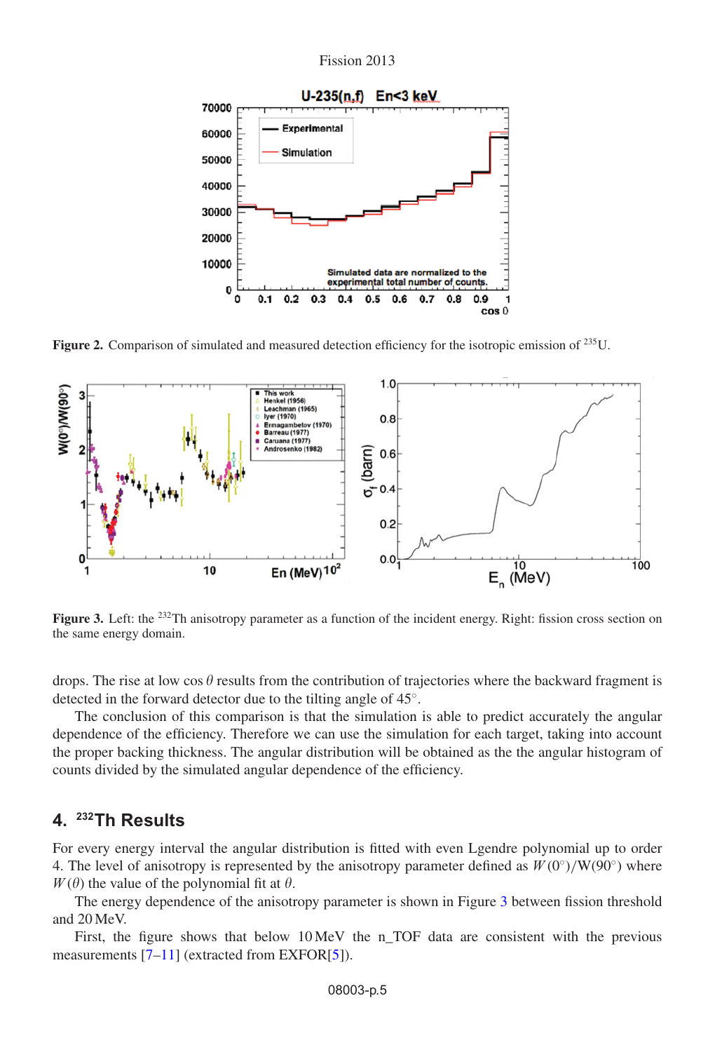Figure 2. Comparison of simulated and measured detection efficiency for the isotropic emission of $^{235}$U.

Figure 3. Left: the $^{232}$Th anisotropy parameter as a function of the incident energy. Right: fission cross section on the same energy domain.

drops. The rise at low cos $\theta$ results from the contribution of trajectories where the backward fragment is detected in the forward detector due to the tilting angle of 45°.

The conclusion of this comparison is that the simulation is able to predict accurately the angular dependence of the efficiency. Therefore we can use the simulation for each target, taking into account the proper backing thickness. The angular distribution will be obtained as the the angular histogram of counts divided by the simulated angular dependence of the efficiency.

## 4. $^{232}$Th Results

For every energy interval the angular distribution is fitted with even Lgendre polynomial up to order 4. The level of anisotropy is represented by the anisotropy parameter defined as $W(0^{\circ})/W(90^{\circ})$ where $W(\theta)$ the value of the polynomial fit at $\theta$.

The energy dependence of the anisotropy parameter is shown in Figure 3 between fission threshold and 20 MeV.

First, the figure shows that below 10 MeV the n_TOF data are consistent with the previous measurements [7–11] (extracted from EXFOR[5]).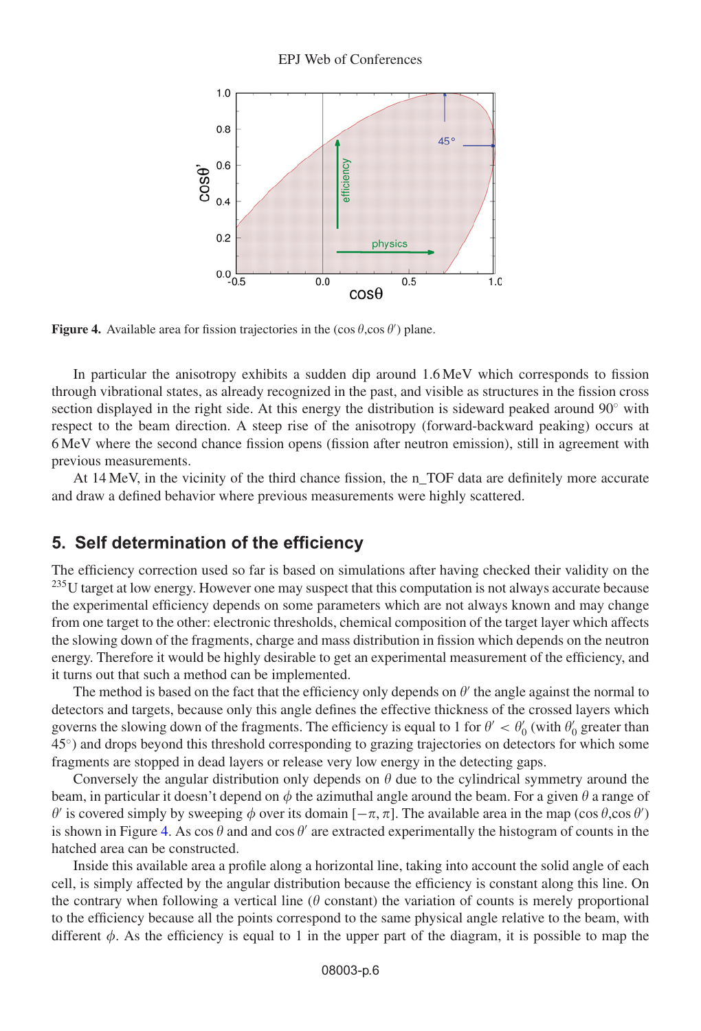Figure 4. Available area for fission trajectories in the ($\cos\theta$,$\cos\theta'$) plane.

In particular the anisotropy exhibits a sudden dip around 1.6 MeV which corresponds to fission through vibrational states, as already recognized in the past, and visible as structures in the fission cross section displayed in the right side. At this energy the distribution is sideward peaked around 90° with respect to the beam direction. A steep rise of the anisotropy (forward-backward peaking) occurs at 6 MeV where the second chance fission opens (fission after neutron emission), still in agreement with previous measurements.

At 14 MeV, in the vicinity of the third chance fission, the n_TOF data are definitely more accurate and draw a defined behavior where previous measurements were highly scattered.

## 5. Self determination of the efficiency

The efficiency correction used so far is based on simulations after having checked their validity on the $^{235}$U target at low energy. However one may suspect that this computation is not always accurate because the experimental efficiency depends on some parameters which are not always known and may change from one target to the other: electronic thresholds, chemical composition of the target layer which affects the slowing down of the fragments, charge and mass distribution in fission which depends on the neutron energy. Therefore it would be highly desirable to get an experimental measurement of the efficiency, and it turns out that such a method can be implemented.

The method is based on the fact that the efficiency only depends on $\theta'$ the angle against the normal to detectors and targets, because only this angle defines the effective thickness of the crossed layers which governs the slowing down of the fragments. The efficiency is equal to 1 for $\theta' < \theta'_0$ (with $\theta'_0$ greater than 45°) and drops beyond this threshold corresponding to grazing trajectories on detectors for which some fragments are stopped in dead layers or release very low energy in the detecting gaps.

Conversely the angular distribution only depends on $\theta$ due to the cylindrical symmetry around the beam, in particular it doesn't depend on $\phi$ the azimuthal angle around the beam. For a given $\theta$ a range of $\theta'$ is covered simply by sweeping $\phi$ over its domain $[-\pi, \pi]$. The available area in the map ($\cos\theta$,$\cos\theta'$) is shown in Figure 4. As $\cos\theta$ and and $\cos\theta'$ are extracted experimentally the histogram of counts in the hatched area can be constructed.

Inside this available area a profile along a horizontal line, taking into account the solid angle of each cell, is simply affected by the angular distribution because the efficiency is constant along this line. On the contrary when following a vertical line ($\theta$ constant) the variation of counts is merely proportional to the efficiency because all the points correspond to the same physical angle relative to the beam, with different $\phi$. As the efficiency is equal to 1 in the upper part of the diagram, it is possible to map the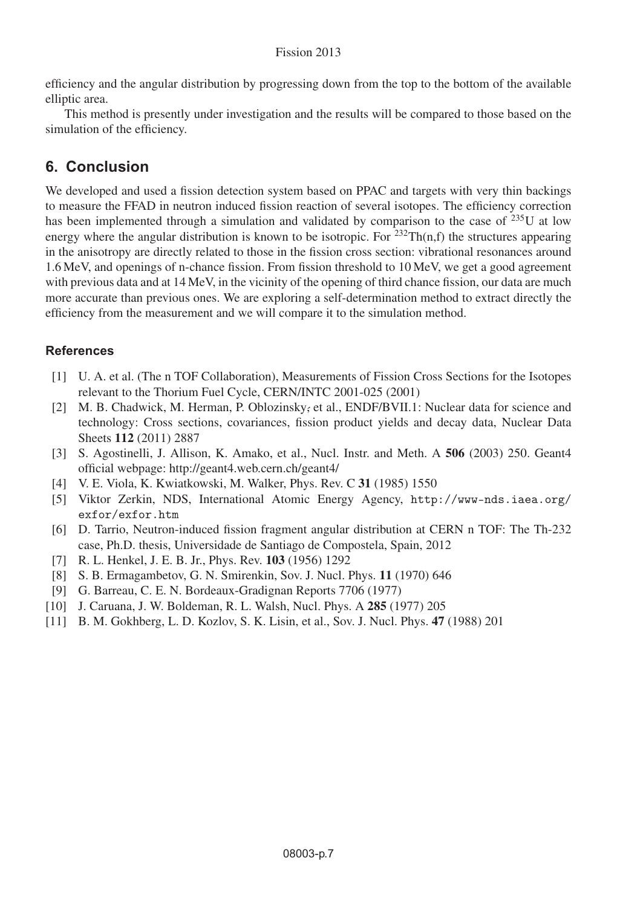efficiency and the angular distribution by progressing down from the top to the bottom of the available elliptic area.

This method is presently under investigation and the results will be compared to those based on the simulation of the efficiency.

## 6. Conclusion

We developed and used a fission detection system based on PPAC and targets with very thin backings to measure the FFAD in neutron induced fission reaction of several isotopes. The efficiency correction has been implemented through a simulation and validated by comparison to the case of $^{235}$U at low energy where the angular distribution is known to be isotropic. For $^{232}$Th(n,f) the structures appearing in the anisotropy are directly related to those in the fission cross section: vibrational resonances around 1.6 MeV, and openings of n-chance fission. From fission threshold to 10 MeV, we get a good agreement with previous data and at 14 MeV, in the vicinity of the opening of third chance fission, our data are much more accurate than previous ones. We are exploring a self-determination method to extract directly the efficiency from the measurement and we will compare it to the simulation method.

### References

[1] U. A. et al. (The n TOF Collaboration), Measurements of Fission Cross Sections for the Isotopes relevant to the Thorium Fuel Cycle, CERN/INTC 2001-025 (2001)

[2] M. B. Chadwick, M. Herman, P. Oblozinsky, et al., ENDF/BVII.1: Nuclear data for science and technology: Cross sections, covariances, fission product yields and decay data, Nuclear Data Sheets **112** (2011) 2887

[3] S. Agostinelli, J. Allison, K. Amako, et al., Nucl. Instr. and Meth. A **506** (2003) 250. Geant4 official webpage: http://geant4.web.cern.ch/geant4/

[4] V. E. Viola, K. Kwiatkowski, M. Walker, Phys. Rev. C **31** (1985) 1550

[5] Viktor Zerkin, NDS, International Atomic Energy Agency, http://www-nds.iaea.org/exfor/exfor.htm

[6] D. Tarrio, Neutron-induced fission fragment angular distribution at CERN n TOF: The Th-232 case, Ph.D. thesis, Universidade de Santiago de Compostela, Spain, 2012

[7] R. L. Henkel, J. E. B. Jr., Phys. Rev. **103** (1956) 1292

[8] S. B. Ermagambetov, G. N. Smirenkin, Sov. J. Nucl. Phys. **11** (1970) 646

[9] G. Barreau, C. E. N. Bordeaux-Gradignan Reports 7706 (1977)

[10] J. Caruana, J. W. Boldeman, R. L. Walsh, Nucl. Phys. A **285** (1977) 205

[11] B. M. Gokhberg, L. D. Kozlov, S. K. Lisin, et al., Sov. J. Nucl. Phys. **47** (1988) 201